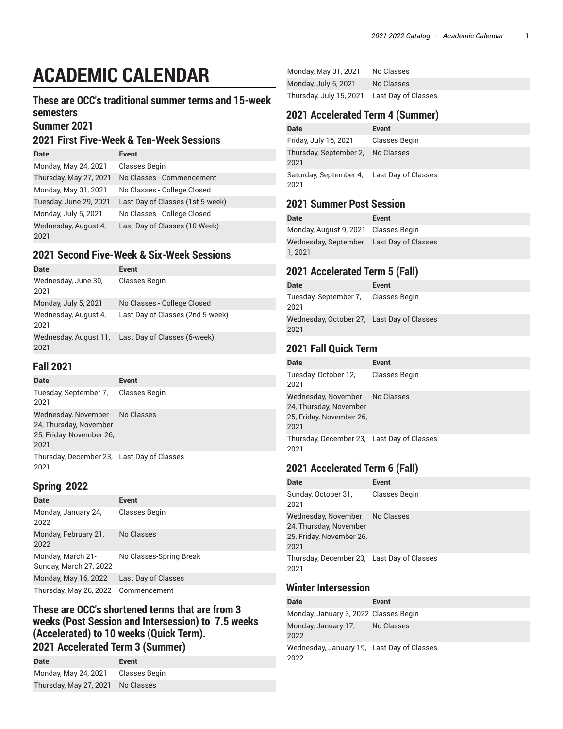# ACADEMIC CALENDAR

## These are OCC's traditional summer terms and 15-week semesters

## Summer 2021

### 2021 First Five-Week & Ten-Week Sessions

| Date | Event |
| --- | --- |
| Monday, May 24, 2021 | Classes Begin |
| Thursday, May 27, 2021 | No Classes - Commencement |
| Monday, May 31, 2021 | No Classes - College Closed |
| Tuesday, June 29, 2021 | Last Day of Classes (1st 5-week) |
| Monday, July 5, 2021 | No Classes - College Closed |
| Wednesday, August 4, 2021 | Last Day of Classes (10-Week) |

### 2021 Second Five-Week & Six-Week Sessions

| Date | Event |
| --- | --- |
| Wednesday, June 30, 2021 | Classes Begin |
| Monday, July 5, 2021 | No Classes - College Closed |
| Wednesday, August 4, 2021 | Last Day of Classes (2nd 5-week) |
| Wednesday, August 11, 2021 | Last Day of Classes (6-week) |

## Fall 2021

| Date | Event |
| --- | --- |
| Tuesday, September 7, 2021 | Classes Begin |
| Wednesday, November 24, Thursday, November 25, Friday, November 26, 2021 | No Classes |
| Thursday, December 23, 2021 | Last Day of Classes |

## Spring 2022

| Date | Event |
| --- | --- |
| Monday, January 24, 2022 | Classes Begin |
| Monday, February 21, 2022 | No Classes |
| Monday, March 21-Sunday, March 27, 2022 | No Classes-Spring Break |
| Monday, May 16, 2022 | Last Day of Classes |
| Thursday, May 26, 2022 | Commencement |

## These are OCC's shortened terms that are from 3 weeks (Post Session and Intersession) to 7.5 weeks (Accelerated) to 10 weeks (Quick Term).

### 2021 Accelerated Term 3 (Summer)

| Date | Event |
| --- | --- |
| Monday, May 24, 2021 | Classes Begin |
| Thursday, May 27, 2021 | No Classes |
| Monday, May 31, 2021 | No Classes |
| Monday, July 5, 2021 | No Classes |
| Thursday, July 15, 2021 | Last Day of Classes |

### 2021 Accelerated Term 4 (Summer)

| Date | Event |
| --- | --- |
| Friday, July 16, 2021 | Classes Begin |
| Thursday, September 2, 2021 | No Classes |
| Saturday, September 4, 2021 | Last Day of Classes |

### 2021 Summer Post Session

| Date | Event |
| --- | --- |
| Monday, August 9, 2021 | Classes Begin |
| Wednesday, September 1, 2021 | Last Day of Classes |

### 2021 Accelerated Term 5 (Fall)

| Date | Event |
| --- | --- |
| Tuesday, September 7, 2021 | Classes Begin |
| Wednesday, October 27, 2021 | Last Day of Classes |

### 2021 Fall Quick Term

| Date | Event |
| --- | --- |
| Tuesday, October 12, 2021 | Classes Begin |
| Wednesday, November 24, Thursday, November 25, Friday, November 26, 2021 | No Classes |
| Thursday, December 23, 2021 | Last Day of Classes |

### 2021 Accelerated Term 6 (Fall)

| Date | Event |
| --- | --- |
| Sunday, October 31, 2021 | Classes Begin |
| Wednesday, November 24, Thursday, November 25, Friday, November 26, 2021 | No Classes |
| Thursday, December 23, 2021 | Last Day of Classes |

### Winter Intersession

| Date | Event |
| --- | --- |
| Monday, January 3, 2022 | Classes Begin |
| Monday, January 17, 2022 | No Classes |
| Wednesday, January 19, 2022 | Last Day of Classes |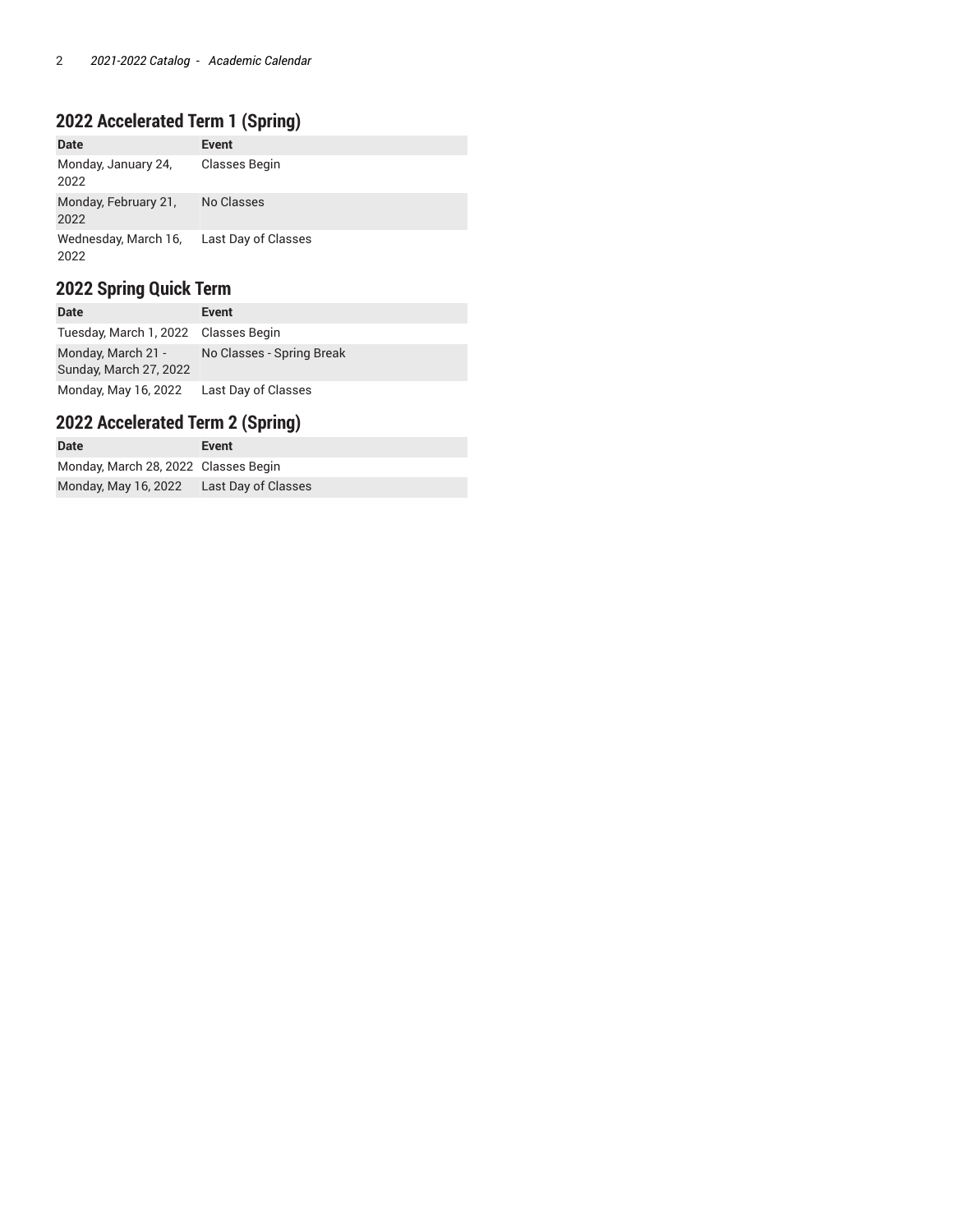## 2022 Accelerated Term 1 (Spring)

| Date | Event |
|---|---|
| Monday, January 24, 2022 | Classes Begin |
| Monday, February 21, 2022 | No Classes |
| Wednesday, March 16, 2022 | Last Day of Classes |

## 2022 Spring Quick Term

| Date | Event |
|---|---|
| Tuesday, March 1, 2022 | Classes Begin |
| Monday, March 21 - Sunday, March 27, 2022 | No Classes - Spring Break |
| Monday, May 16, 2022 | Last Day of Classes |

## 2022 Accelerated Term 2 (Spring)

| Date | Event |
|---|---|
| Monday, March 28, 2022 | Classes Begin |
| Monday, May 16, 2022 | Last Day of Classes |